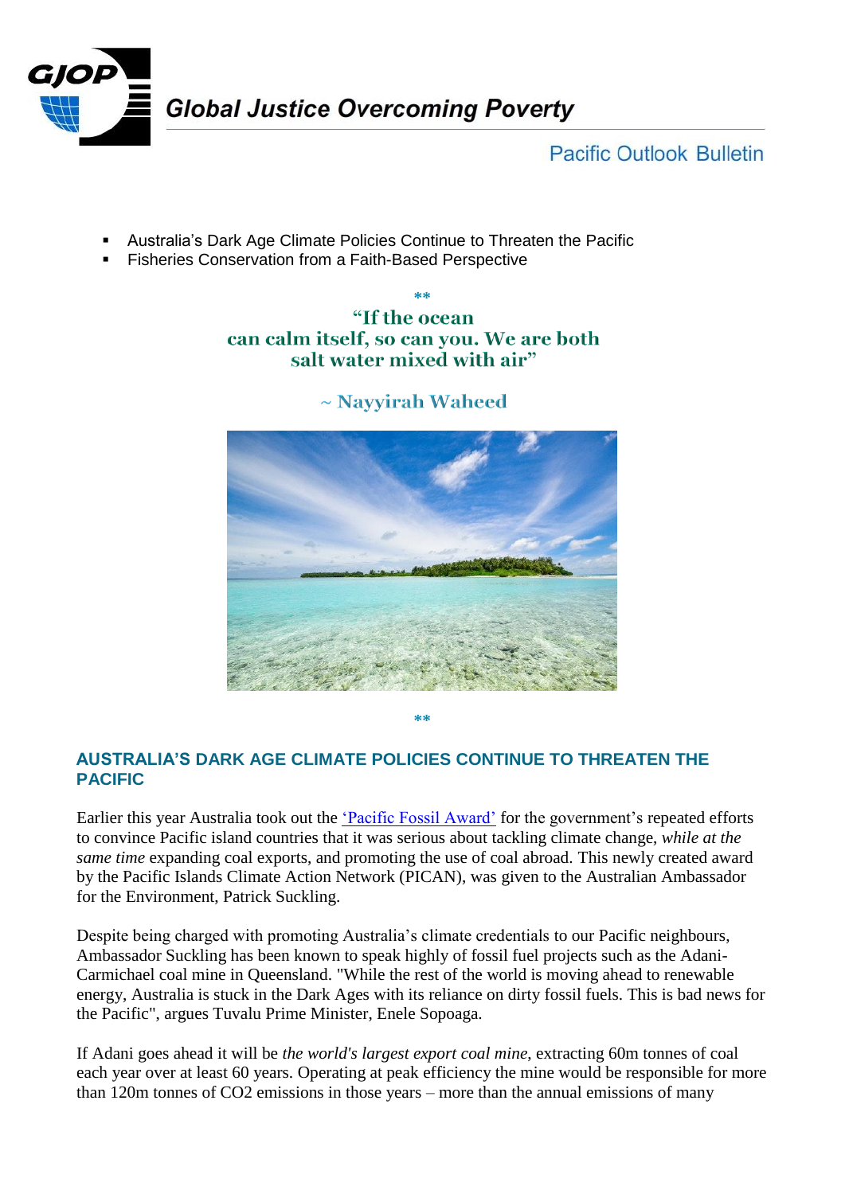# Global Justice Overcoming Poverty

## Pacific Outlook Bulletin

- Australia's Dark Age Climate Policies Continue to Threaten the Pacific
- Fisheries Conservation from a Faith-Based Perspective

**

"If the ocean can calm itself, so can you. We are both salt water mixed with air"

~ Nayyirah Waheed

**

## AUSTRALIA'S DARK AGE CLIMATE POLICIES CONTINUE TO THREATEN THE PACIFIC

Earlier this year Australia took out the 'Pacific Fossil Award' for the government's repeated efforts to convince Pacific island countries that it was serious about tackling climate change, *while at the same time* expanding coal exports, and promoting the use of coal abroad. This newly created award by the Pacific Islands Climate Action Network (PICAN), was given to the Australian Ambassador for the Environment, Patrick Suckling.

Despite being charged with promoting Australia's climate credentials to our Pacific neighbours, Ambassador Suckling has been known to speak highly of fossil fuel projects such as the Adani-Carmichael coal mine in Queensland. "While the rest of the world is moving ahead to renewable energy, Australia is stuck in the Dark Ages with its reliance on dirty fossil fuels. This is bad news for the Pacific", argues Tuvalu Prime Minister, Enele Sopoaga.

If Adani goes ahead it will be *the world's largest export coal mine*, extracting 60m tonnes of coal each year over at least 60 years. Operating at peak efficiency the mine would be responsible for more than 120m tonnes of $CO_2$ emissions in those years – more than the annual emissions of many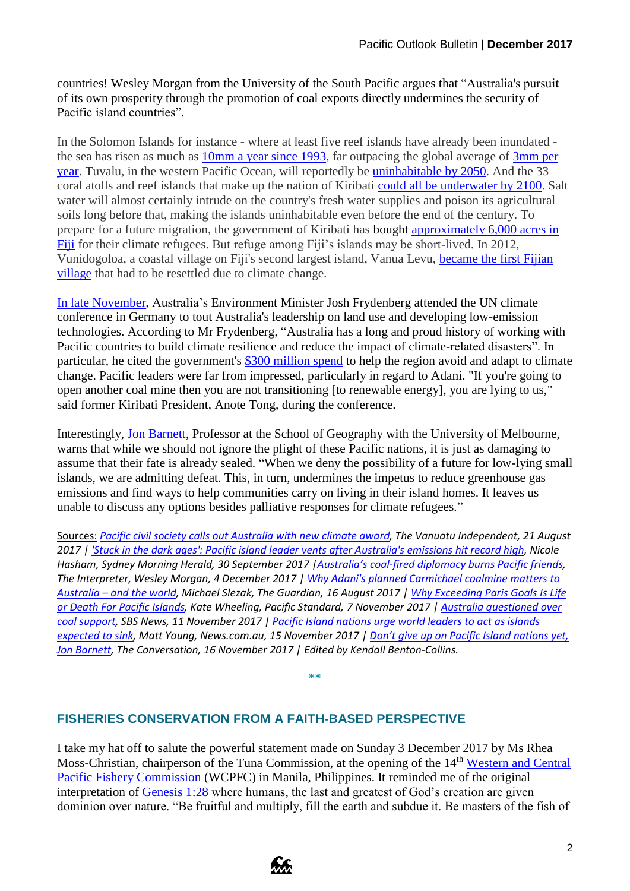countries! Wesley Morgan from the University of the South Pacific argues that "Australia's pursuit of its own prosperity through the promotion of coal exports directly undermines the security of Pacific island countries".

In the Solomon Islands for instance - where at least five reef islands have already been inundated - the sea has risen as much as 10mm a year since 1993, far outpacing the global average of 3mm per year. Tuvalu, in the western Pacific Ocean, will reportedly be uninhabitable by 2050. And the 33 coral atolls and reef islands that make up the nation of Kiribati could all be underwater by 2100. Salt water will almost certainly intrude on the country's fresh water supplies and poison its agricultural soils long before that, making the islands uninhabitable even before the end of the century. To prepare for a future migration, the government of Kiribati has bought approximately 6,000 acres in Fiji for their climate refugees. But refuge among Fiji's islands may be short-lived. In 2012, Vunidogoloa, a coastal village on Fiji's second largest island, Vanua Levu, became the first Fijian village that had to be resettled due to climate change.

In late November, Australia's Environment Minister Josh Frydenberg attended the UN climate conference in Germany to tout Australia's leadership on land use and developing low-emission technologies. According to Mr Frydenberg, "Australia has a long and proud history of working with Pacific countries to build climate resilience and reduce the impact of climate-related disasters". In particular, he cited the government's $300 million spend to help the region avoid and adapt to climate change. Pacific leaders were far from impressed, particularly in regard to Adani. "If you're going to open another coal mine then you are not transitioning [to renewable energy], you are lying to us," said former Kiribati President, Anote Tong, during the conference.

Interestingly, Jon Barnett, Professor at the School of Geography with the University of Melbourne, warns that while we should not ignore the plight of these Pacific nations, it is just as damaging to assume that their fate is already sealed. "When we deny the possibility of a future for low-lying small islands, we are admitting defeat. This, in turn, undermines the impetus to reduce greenhouse gas emissions and find ways to help communities carry on living in their island homes. It leaves us unable to discuss any options besides palliative responses for climate refugees."

Sources: *Pacific civil society calls out Australia with new climate award, The Vanuatu Independent, 21 August 2017 | 'Stuck in the dark ages': Pacific island leader vents after Australia's emissions hit record high, Nicole Hasham, Sydney Morning Herald, 30 September 2017 | Australia's coal-fired diplomacy burns Pacific friends, The Interpreter, Wesley Morgan, 4 December 2017 | Why Adani's planned Carmichael coalmine matters to Australia – and the world, Michael Slezak, The Guardian, 16 August 2017 | Why Exceeding Paris Goals Is Life or Death For Pacific Islands, Kate Wheeling, Pacific Standard, 7 November 2017 | Australia questioned over coal support, SBS News, 11 November 2017 | Pacific Island nations urge world leaders to act as islands expected to sink, Matt Young, News.com.au, 15 November 2017 | Don't give up on Pacific Island nations yet, Jon Barnett, The Conversation, 16 November 2017 | Edited by Kendall Benton-Collins.*

**

## FISHERIES CONSERVATION FROM A FAITH-BASED PERSPECTIVE

I take my hat off to salute the powerful statement made on Sunday 3 December 2017 by Ms Rhea Moss-Christian, chairperson of the Tuna Commission, at the opening of the 14th Western and Central Pacific Fishery Commission (WCPFC) in Manila, Philippines. It reminded me of the original interpretation of Genesis 1:28 where humans, the last and greatest of God's creation are given dominion over nature. "Be fruitful and multiply, fill the earth and subdue it. Be masters of the fish of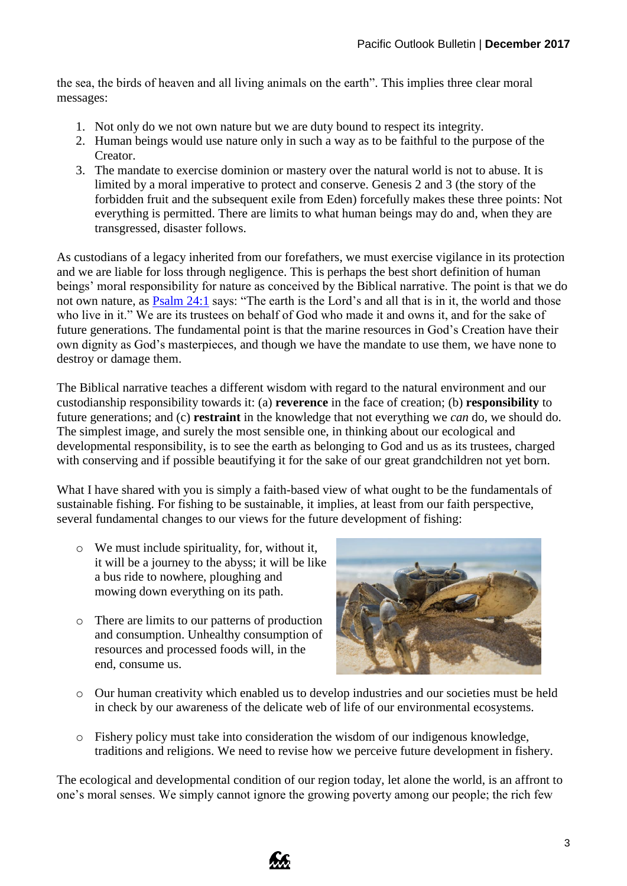the sea, the birds of heaven and all living animals on the earth". This implies three clear moral messages:

1. Not only do we not own nature but we are duty bound to respect its integrity.
2. Human beings would use nature only in such a way as to be faithful to the purpose of the Creator.
3. The mandate to exercise dominion or mastery over the natural world is not to abuse. It is limited by a moral imperative to protect and conserve. Genesis 2 and 3 (the story of the forbidden fruit and the subsequent exile from Eden) forcefully makes these three points: Not everything is permitted. There are limits to what human beings may do and, when they are transgressed, disaster follows.

As custodians of a legacy inherited from our forefathers, we must exercise vigilance in its protection and we are liable for loss through negligence. This is perhaps the best short definition of human beings' moral responsibility for nature as conceived by the Biblical narrative. The point is that we do not own nature, as [Psalm 24:1] says: "The earth is the Lord's and all that is in it, the world and those who live in it." We are its trustees on behalf of God who made it and owns it, and for the sake of future generations. The fundamental point is that the marine resources in God's Creation have their own dignity as God's masterpieces, and though we have the mandate to use them, we have none to destroy or damage them.

The Biblical narrative teaches a different wisdom with regard to the natural environment and our custodianship responsibility towards it: (a) **reverence** in the face of creation; (b) **responsibility** to future generations; and (c) **restraint** in the knowledge that not everything we *can* do, we should do. The simplest image, and surely the most sensible one, in thinking about our ecological and developmental responsibility, is to see the earth as belonging to God and us as its trustees, charged with conserving and if possible beautifying it for the sake of our great grandchildren not yet born.

What I have shared with you is simply a faith-based view of what ought to be the fundamentals of sustainable fishing. For fishing to be sustainable, it implies, at least from our faith perspective, several fundamental changes to our views for the future development of fishing:

- We must include spirituality, for, without it, it will be a journey to the abyss; it will be like a bus ride to nowhere, ploughing and mowing down everything on its path.
- There are limits to our patterns of production and consumption. Unhealthy consumption of resources and processed foods will, in the end, consume us.
- Our human creativity which enabled us to develop industries and our societies must be held in check by our awareness of the delicate web of life of our environmental ecosystems.
- Fishery policy must take into consideration the wisdom of our indigenous knowledge, traditions and religions. We need to revise how we perceive future development in fishery.

The ecological and developmental condition of our region today, let alone the world, is an affront to one's moral senses. We simply cannot ignore the growing poverty among our people; the rich few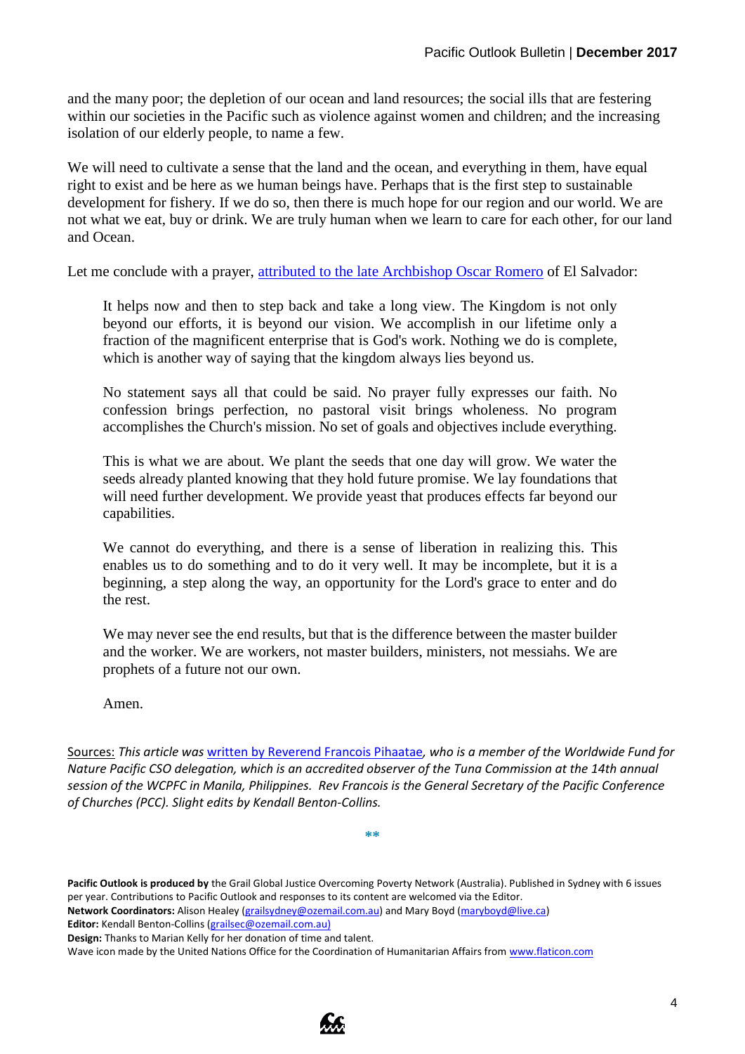and the many poor; the depletion of our ocean and land resources; the social ills that are festering within our societies in the Pacific such as violence against women and children; and the increasing isolation of our elderly people, to name a few.

We will need to cultivate a sense that the land and the ocean, and everything in them, have equal right to exist and be here as we human beings have. Perhaps that is the first step to sustainable development for fishery. If we do so, then there is much hope for our region and our world. We are not what we eat, buy or drink. We are truly human when we learn to care for each other, for our land and Ocean.

Let me conclude with a prayer, attributed to the late Archbishop Oscar Romero of El Salvador:

> It helps now and then to step back and take a long view. The Kingdom is not only beyond our efforts, it is beyond our vision. We accomplish in our lifetime only a fraction of the magnificent enterprise that is God's work. Nothing we do is complete, which is another way of saying that the kingdom always lies beyond us.
>
> No statement says all that could be said. No prayer fully expresses our faith. No confession brings perfection, no pastoral visit brings wholeness. No program accomplishes the Church's mission. No set of goals and objectives include everything.
>
> This is what we are about. We plant the seeds that one day will grow. We water the seeds already planted knowing that they hold future promise. We lay foundations that will need further development. We provide yeast that produces effects far beyond our capabilities.
>
> We cannot do everything, and there is a sense of liberation in realizing this. This enables us to do something and to do it very well. It may be incomplete, but it is a beginning, a step along the way, an opportunity for the Lord's grace to enter and do the rest.
>
> We may never see the end results, but that is the difference between the master builder and the worker. We are workers, not master builders, ministers, not messiahs. We are prophets of a future not our own.
>
> Amen.

Sources: *This article was written by Reverend Francois Pihaatae, who is a member of the Worldwide Fund for Nature Pacific CSO delegation, which is an accredited observer of the Tuna Commission at the 14th annual session of the WCPFC in Manila, Philippines. Rev Francois is the General Secretary of the Pacific Conference of Churches (PCC). Slight edits by Kendall Benton-Collins.*

**

**Pacific Outlook is produced by** the Grail Global Justice Overcoming Poverty Network (Australia). Published in Sydney with 6 issues per year. Contributions to Pacific Outlook and responses to its content are welcomed via the Editor.
**Network Coordinators:** Alison Healey (grailsydney@ozemail.com.au) and Mary Boyd (maryboyd@live.ca)
**Editor:** Kendall Benton-Collins (grailsec@ozemail.com.au)
**Design:** Thanks to Marian Kelly for her donation of time and talent.
Wave icon made by the United Nations Office for the Coordination of Humanitarian Affairs from www.flaticon.com